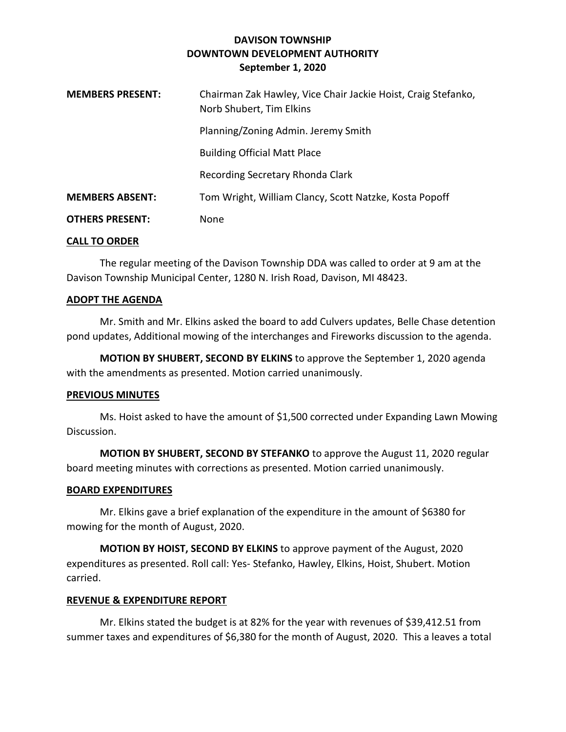**DAVISON TOWNSHIP**
**DOWNTOWN DEVELOPMENT AUTHORITY**
**September 1, 2020**

| | |
|---|---|
| **MEMBERS PRESENT:** | Chairman Zak Hawley, Vice Chair Jackie Hoist, Craig Stefanko, Norb Shubert, Tim Elkins |
| | Planning/Zoning Admin. Jeremy Smith |
| | Building Official Matt Place |
| | Recording Secretary Rhonda Clark |
| **MEMBERS ABSENT:** | Tom Wright, William Clancy, Scott Natzke, Kosta Popoff |
| **OTHERS PRESENT:** | None |

**CALL TO ORDER**

The regular meeting of the Davison Township DDA was called to order at 9 am at the Davison Township Municipal Center, 1280 N. Irish Road, Davison, MI 48423.

**ADOPT THE AGENDA**

Mr. Smith and Mr. Elkins asked the board to add Culvers updates, Belle Chase detention pond updates, Additional mowing of the interchanges and Fireworks discussion to the agenda.

**MOTION BY SHUBERT, SECOND BY ELKINS** to approve the September 1, 2020 agenda with the amendments as presented. Motion carried unanimously.

**PREVIOUS MINUTES**

Ms. Hoist asked to have the amount of $1,500 corrected under Expanding Lawn Mowing Discussion.

**MOTION BY SHUBERT, SECOND BY STEFANKO** to approve the August 11, 2020 regular board meeting minutes with corrections as presented. Motion carried unanimously.

**BOARD EXPENDITURES**

Mr. Elkins gave a brief explanation of the expenditure in the amount of $6380 for mowing for the month of August, 2020.

**MOTION BY HOIST, SECOND BY ELKINS** to approve payment of the August, 2020 expenditures as presented. Roll call: Yes- Stefanko, Hawley, Elkins, Hoist, Shubert. Motion carried.

**REVENUE & EXPENDITURE REPORT**

Mr. Elkins stated the budget is at 82% for the year with revenues of $39,412.51 from summer taxes and expenditures of $6,380 for the month of August, 2020. This a leaves a total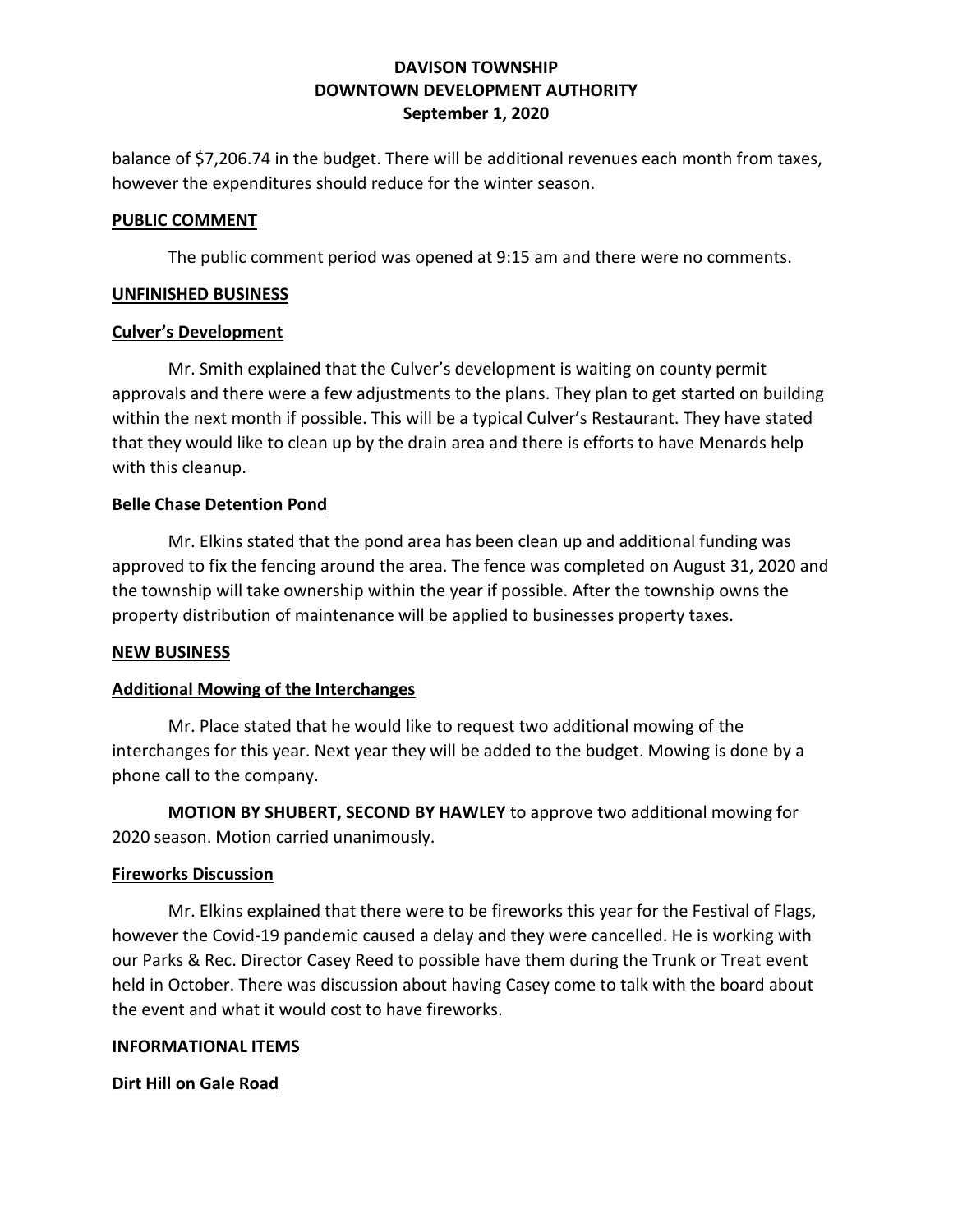balance of $7,206.74 in the budget. There will be additional revenues each month from taxes, however the expenditures should reduce for the winter season.

**PUBLIC COMMENT**

The public comment period was opened at 9:15 am and there were no comments.

**UNFINISHED BUSINESS**

**Culver's Development**

Mr. Smith explained that the Culver's development is waiting on county permit approvals and there were a few adjustments to the plans. They plan to get started on building within the next month if possible. This will be a typical Culver's Restaurant. They have stated that they would like to clean up by the drain area and there is efforts to have Menards help with this cleanup.

**Belle Chase Detention Pond**

Mr. Elkins stated that the pond area has been clean up and additional funding was approved to fix the fencing around the area. The fence was completed on August 31, 2020 and the township will take ownership within the year if possible. After the township owns the property distribution of maintenance will be applied to businesses property taxes.

**NEW BUSINESS**

**Additional Mowing of the Interchanges**

Mr. Place stated that he would like to request two additional mowing of the interchanges for this year. Next year they will be added to the budget. Mowing is done by a phone call to the company.

**MOTION BY SHUBERT, SECOND BY HAWLEY** to approve two additional mowing for 2020 season. Motion carried unanimously.

**Fireworks Discussion**

Mr. Elkins explained that there were to be fireworks this year for the Festival of Flags, however the Covid-19 pandemic caused a delay and they were cancelled. He is working with our Parks & Rec. Director Casey Reed to possible have them during the Trunk or Treat event held in October. There was discussion about having Casey come to talk with the board about the event and what it would cost to have fireworks.

**INFORMATIONAL ITEMS**

**Dirt Hill on Gale Road**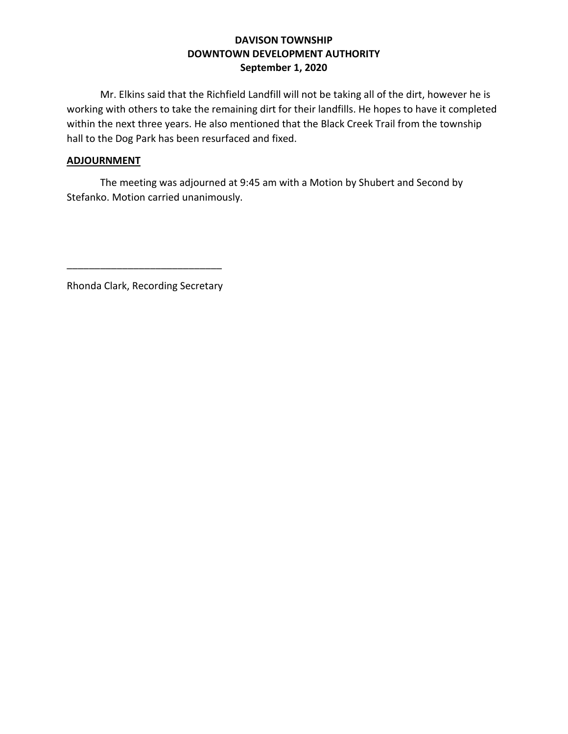**DAVISON TOWNSHIP**
**DOWNTOWN DEVELOPMENT AUTHORITY**
**September 1, 2020**

Mr. Elkins said that the Richfield Landfill will not be taking all of the dirt, however he is working with others to take the remaining dirt for their landfills. He hopes to have it completed within the next three years. He also mentioned that the Black Creek Trail from the township hall to the Dog Park has been resurfaced and fixed.

## ADJOURNMENT

The meeting was adjourned at 9:45 am with a Motion by Shubert and Second by Stefanko. Motion carried unanimously.

____________________________

Rhonda Clark, Recording Secretary